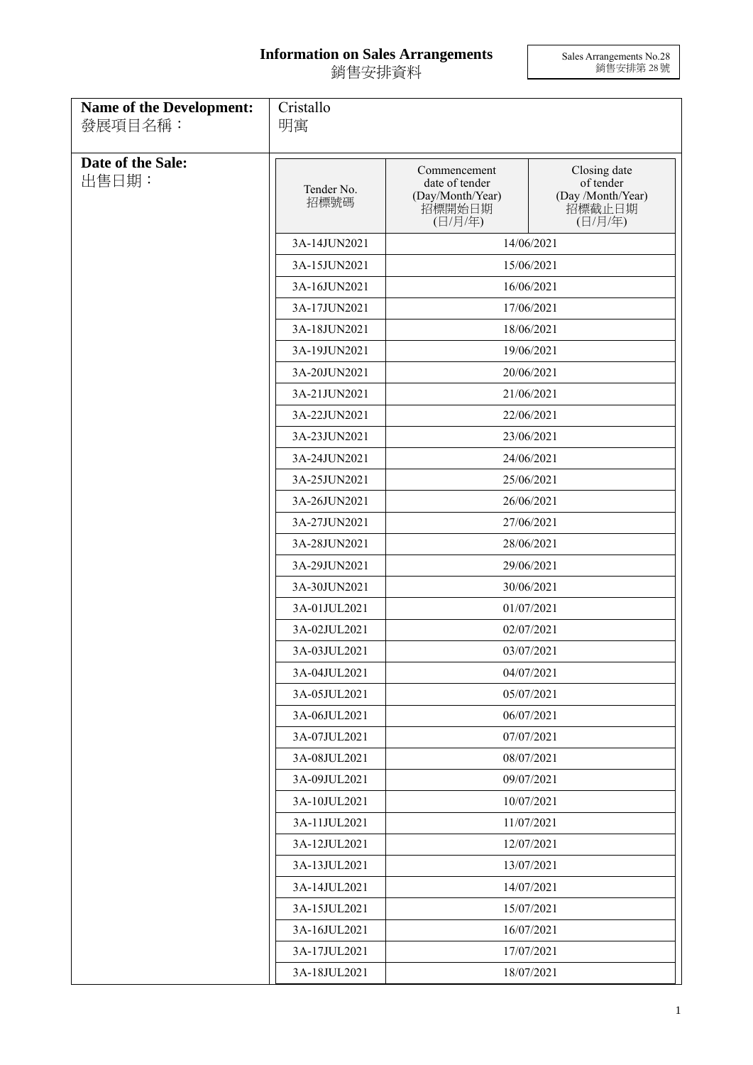# Information on Sales Arrangements
# 銷售安排資料

Sales Arrangements No.28
銷售安排第 28 號

**Name of the Development:**
發展項目名稱：

Cristallo
明寓

**Date of the Sale:**
出售日期：

| Tender No. 招標號碼 | Commencement date of tender (Day/Month/Year) 招標開始日期 (日/月/年) | Closing date of tender (Day /Month/Year) 招標截止日期 (日/月/年) |
|---|---|---|
| 3A-14JUN2021 | 14/06/2021 | |
| 3A-15JUN2021 | 15/06/2021 | |
| 3A-16JUN2021 | 16/06/2021 | |
| 3A-17JUN2021 | 17/06/2021 | |
| 3A-18JUN2021 | 18/06/2021 | |
| 3A-19JUN2021 | 19/06/2021 | |
| 3A-20JUN2021 | 20/06/2021 | |
| 3A-21JUN2021 | 21/06/2021 | |
| 3A-22JUN2021 | 22/06/2021 | |
| 3A-23JUN2021 | 23/06/2021 | |
| 3A-24JUN2021 | 24/06/2021 | |
| 3A-25JUN2021 | 25/06/2021 | |
| 3A-26JUN2021 | 26/06/2021 | |
| 3A-27JUN2021 | 27/06/2021 | |
| 3A-28JUN2021 | 28/06/2021 | |
| 3A-29JUN2021 | 29/06/2021 | |
| 3A-30JUN2021 | 30/06/2021 | |
| 3A-01JUL2021 | 01/07/2021 | |
| 3A-02JUL2021 | 02/07/2021 | |
| 3A-03JUL2021 | 03/07/2021 | |
| 3A-04JUL2021 | 04/07/2021 | |
| 3A-05JUL2021 | 05/07/2021 | |
| 3A-06JUL2021 | 06/07/2021 | |
| 3A-07JUL2021 | 07/07/2021 | |
| 3A-08JUL2021 | 08/07/2021 | |
| 3A-09JUL2021 | 09/07/2021 | |
| 3A-10JUL2021 | 10/07/2021 | |
| 3A-11JUL2021 | 11/07/2021 | |
| 3A-12JUL2021 | 12/07/2021 | |
| 3A-13JUL2021 | 13/07/2021 | |
| 3A-14JUL2021 | 14/07/2021 | |
| 3A-15JUL2021 | 15/07/2021 | |
| 3A-16JUL2021 | 16/07/2021 | |
| 3A-17JUL2021 | 17/07/2021 | |
| 3A-18JUL2021 | 18/07/2021 | |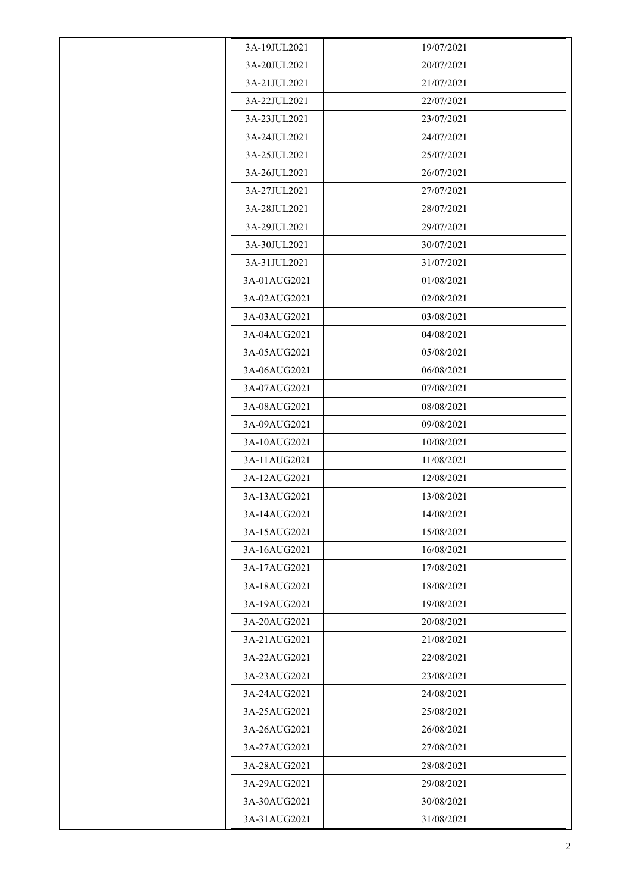| | | |
|---|---|---|
| | 3A-19JUL2021 | 19/07/2021 |
| | 3A-20JUL2021 | 20/07/2021 |
| | 3A-21JUL2021 | 21/07/2021 |
| | 3A-22JUL2021 | 22/07/2021 |
| | 3A-23JUL2021 | 23/07/2021 |
| | 3A-24JUL2021 | 24/07/2021 |
| | 3A-25JUL2021 | 25/07/2021 |
| | 3A-26JUL2021 | 26/07/2021 |
| | 3A-27JUL2021 | 27/07/2021 |
| | 3A-28JUL2021 | 28/07/2021 |
| | 3A-29JUL2021 | 29/07/2021 |
| | 3A-30JUL2021 | 30/07/2021 |
| | 3A-31JUL2021 | 31/07/2021 |
| | 3A-01AUG2021 | 01/08/2021 |
| | 3A-02AUG2021 | 02/08/2021 |
| | 3A-03AUG2021 | 03/08/2021 |
| | 3A-04AUG2021 | 04/08/2021 |
| | 3A-05AUG2021 | 05/08/2021 |
| | 3A-06AUG2021 | 06/08/2021 |
| | 3A-07AUG2021 | 07/08/2021 |
| | 3A-08AUG2021 | 08/08/2021 |
| | 3A-09AUG2021 | 09/08/2021 |
| | 3A-10AUG2021 | 10/08/2021 |
| | 3A-11AUG2021 | 11/08/2021 |
| | 3A-12AUG2021 | 12/08/2021 |
| | 3A-13AUG2021 | 13/08/2021 |
| | 3A-14AUG2021 | 14/08/2021 |
| | 3A-15AUG2021 | 15/08/2021 |
| | 3A-16AUG2021 | 16/08/2021 |
| | 3A-17AUG2021 | 17/08/2021 |
| | 3A-18AUG2021 | 18/08/2021 |
| | 3A-19AUG2021 | 19/08/2021 |
| | 3A-20AUG2021 | 20/08/2021 |
| | 3A-21AUG2021 | 21/08/2021 |
| | 3A-22AUG2021 | 22/08/2021 |
| | 3A-23AUG2021 | 23/08/2021 |
| | 3A-24AUG2021 | 24/08/2021 |
| | 3A-25AUG2021 | 25/08/2021 |
| | 3A-26AUG2021 | 26/08/2021 |
| | 3A-27AUG2021 | 27/08/2021 |
| | 3A-28AUG2021 | 28/08/2021 |
| | 3A-29AUG2021 | 29/08/2021 |
| | 3A-30AUG2021 | 30/08/2021 |
| | 3A-31AUG2021 | 31/08/2021 |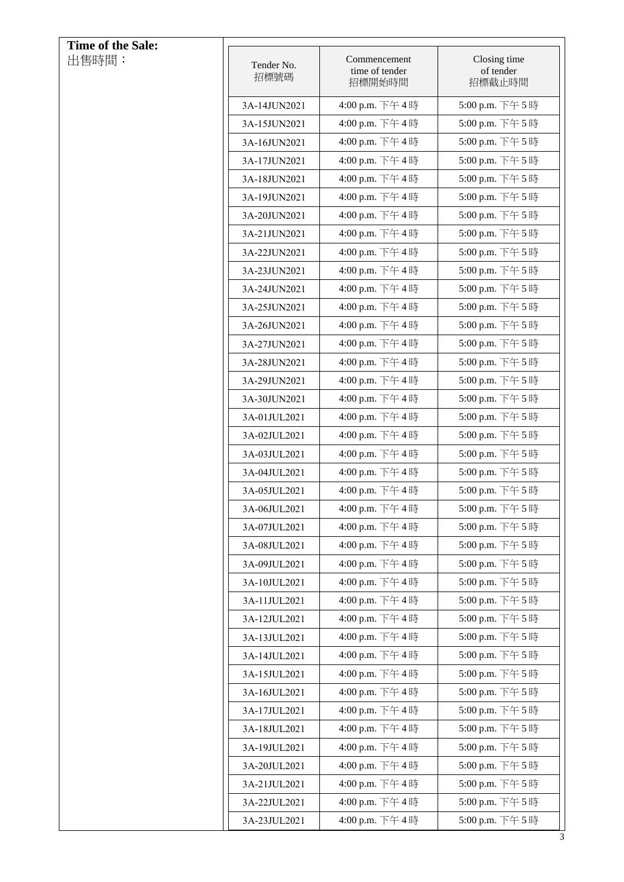**Time of the Sale:**
出售時間：

| Tender No. 招標號碼 | Commencement time of tender 招標開始時間 | Closing time of tender 招標截止時間 |
|---|---|---|
| 3A-14JUN2021 | 4:00 p.m. 下午 4 時 | 5:00 p.m. 下午 5 時 |
| 3A-15JUN2021 | 4:00 p.m. 下午 4 時 | 5:00 p.m. 下午 5 時 |
| 3A-16JUN2021 | 4:00 p.m. 下午 4 時 | 5:00 p.m. 下午 5 時 |
| 3A-17JUN2021 | 4:00 p.m. 下午 4 時 | 5:00 p.m. 下午 5 時 |
| 3A-18JUN2021 | 4:00 p.m. 下午 4 時 | 5:00 p.m. 下午 5 時 |
| 3A-19JUN2021 | 4:00 p.m. 下午 4 時 | 5:00 p.m. 下午 5 時 |
| 3A-20JUN2021 | 4:00 p.m. 下午 4 時 | 5:00 p.m. 下午 5 時 |
| 3A-21JUN2021 | 4:00 p.m. 下午 4 時 | 5:00 p.m. 下午 5 時 |
| 3A-22JUN2021 | 4:00 p.m. 下午 4 時 | 5:00 p.m. 下午 5 時 |
| 3A-23JUN2021 | 4:00 p.m. 下午 4 時 | 5:00 p.m. 下午 5 時 |
| 3A-24JUN2021 | 4:00 p.m. 下午 4 時 | 5:00 p.m. 下午 5 時 |
| 3A-25JUN2021 | 4:00 p.m. 下午 4 時 | 5:00 p.m. 下午 5 時 |
| 3A-26JUN2021 | 4:00 p.m. 下午 4 時 | 5:00 p.m. 下午 5 時 |
| 3A-27JUN2021 | 4:00 p.m. 下午 4 時 | 5:00 p.m. 下午 5 時 |
| 3A-28JUN2021 | 4:00 p.m. 下午 4 時 | 5:00 p.m. 下午 5 時 |
| 3A-29JUN2021 | 4:00 p.m. 下午 4 時 | 5:00 p.m. 下午 5 時 |
| 3A-30JUN2021 | 4:00 p.m. 下午 4 時 | 5:00 p.m. 下午 5 時 |
| 3A-01JUL2021 | 4:00 p.m. 下午 4 時 | 5:00 p.m. 下午 5 時 |
| 3A-02JUL2021 | 4:00 p.m. 下午 4 時 | 5:00 p.m. 下午 5 時 |
| 3A-03JUL2021 | 4:00 p.m. 下午 4 時 | 5:00 p.m. 下午 5 時 |
| 3A-04JUL2021 | 4:00 p.m. 下午 4 時 | 5:00 p.m. 下午 5 時 |
| 3A-05JUL2021 | 4:00 p.m. 下午 4 時 | 5:00 p.m. 下午 5 時 |
| 3A-06JUL2021 | 4:00 p.m. 下午 4 時 | 5:00 p.m. 下午 5 時 |
| 3A-07JUL2021 | 4:00 p.m. 下午 4 時 | 5:00 p.m. 下午 5 時 |
| 3A-08JUL2021 | 4:00 p.m. 下午 4 時 | 5:00 p.m. 下午 5 時 |
| 3A-09JUL2021 | 4:00 p.m. 下午 4 時 | 5:00 p.m. 下午 5 時 |
| 3A-10JUL2021 | 4:00 p.m. 下午 4 時 | 5:00 p.m. 下午 5 時 |
| 3A-11JUL2021 | 4:00 p.m. 下午 4 時 | 5:00 p.m. 下午 5 時 |
| 3A-12JUL2021 | 4:00 p.m. 下午 4 時 | 5:00 p.m. 下午 5 時 |
| 3A-13JUL2021 | 4:00 p.m. 下午 4 時 | 5:00 p.m. 下午 5 時 |
| 3A-14JUL2021 | 4:00 p.m. 下午 4 時 | 5:00 p.m. 下午 5 時 |
| 3A-15JUL2021 | 4:00 p.m. 下午 4 時 | 5:00 p.m. 下午 5 時 |
| 3A-16JUL2021 | 4:00 p.m. 下午 4 時 | 5:00 p.m. 下午 5 時 |
| 3A-17JUL2021 | 4:00 p.m. 下午 4 時 | 5:00 p.m. 下午 5 時 |
| 3A-18JUL2021 | 4:00 p.m. 下午 4 時 | 5:00 p.m. 下午 5 時 |
| 3A-19JUL2021 | 4:00 p.m. 下午 4 時 | 5:00 p.m. 下午 5 時 |
| 3A-20JUL2021 | 4:00 p.m. 下午 4 時 | 5:00 p.m. 下午 5 時 |
| 3A-21JUL2021 | 4:00 p.m. 下午 4 時 | 5:00 p.m. 下午 5 時 |
| 3A-22JUL2021 | 4:00 p.m. 下午 4 時 | 5:00 p.m. 下午 5 時 |
| 3A-23JUL2021 | 4:00 p.m. 下午 4 時 | 5:00 p.m. 下午 5 時 |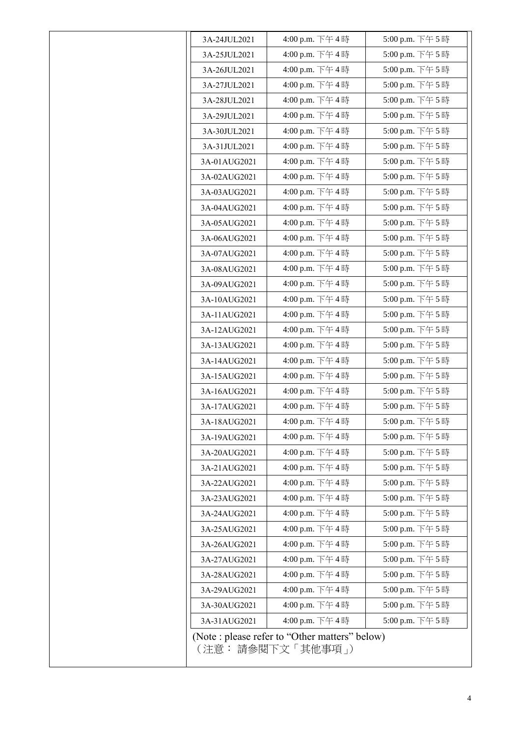| | | |
|---|---|---|
| 3A-24JUL2021 | 4:00 p.m. 下午 4 時 | 5:00 p.m. 下午 5 時 |
| 3A-25JUL2021 | 4:00 p.m. 下午 4 時 | 5:00 p.m. 下午 5 時 |
| 3A-26JUL2021 | 4:00 p.m. 下午 4 時 | 5:00 p.m. 下午 5 時 |
| 3A-27JUL2021 | 4:00 p.m. 下午 4 時 | 5:00 p.m. 下午 5 時 |
| 3A-28JUL2021 | 4:00 p.m. 下午 4 時 | 5:00 p.m. 下午 5 時 |
| 3A-29JUL2021 | 4:00 p.m. 下午 4 時 | 5:00 p.m. 下午 5 時 |
| 3A-30JUL2021 | 4:00 p.m. 下午 4 時 | 5:00 p.m. 下午 5 時 |
| 3A-31JUL2021 | 4:00 p.m. 下午 4 時 | 5:00 p.m. 下午 5 時 |
| 3A-01AUG2021 | 4:00 p.m. 下午 4 時 | 5:00 p.m. 下午 5 時 |
| 3A-02AUG2021 | 4:00 p.m. 下午 4 時 | 5:00 p.m. 下午 5 時 |
| 3A-03AUG2021 | 4:00 p.m. 下午 4 時 | 5:00 p.m. 下午 5 時 |
| 3A-04AUG2021 | 4:00 p.m. 下午 4 時 | 5:00 p.m. 下午 5 時 |
| 3A-05AUG2021 | 4:00 p.m. 下午 4 時 | 5:00 p.m. 下午 5 時 |
| 3A-06AUG2021 | 4:00 p.m. 下午 4 時 | 5:00 p.m. 下午 5 時 |
| 3A-07AUG2021 | 4:00 p.m. 下午 4 時 | 5:00 p.m. 下午 5 時 |
| 3A-08AUG2021 | 4:00 p.m. 下午 4 時 | 5:00 p.m. 下午 5 時 |
| 3A-09AUG2021 | 4:00 p.m. 下午 4 時 | 5:00 p.m. 下午 5 時 |
| 3A-10AUG2021 | 4:00 p.m. 下午 4 時 | 5:00 p.m. 下午 5 時 |
| 3A-11AUG2021 | 4:00 p.m. 下午 4 時 | 5:00 p.m. 下午 5 時 |
| 3A-12AUG2021 | 4:00 p.m. 下午 4 時 | 5:00 p.m. 下午 5 時 |
| 3A-13AUG2021 | 4:00 p.m. 下午 4 時 | 5:00 p.m. 下午 5 時 |
| 3A-14AUG2021 | 4:00 p.m. 下午 4 時 | 5:00 p.m. 下午 5 時 |
| 3A-15AUG2021 | 4:00 p.m. 下午 4 時 | 5:00 p.m. 下午 5 時 |
| 3A-16AUG2021 | 4:00 p.m. 下午 4 時 | 5:00 p.m. 下午 5 時 |
| 3A-17AUG2021 | 4:00 p.m. 下午 4 時 | 5:00 p.m. 下午 5 時 |
| 3A-18AUG2021 | 4:00 p.m. 下午 4 時 | 5:00 p.m. 下午 5 時 |
| 3A-19AUG2021 | 4:00 p.m. 下午 4 時 | 5:00 p.m. 下午 5 時 |
| 3A-20AUG2021 | 4:00 p.m. 下午 4 時 | 5:00 p.m. 下午 5 時 |
| 3A-21AUG2021 | 4:00 p.m. 下午 4 時 | 5:00 p.m. 下午 5 時 |
| 3A-22AUG2021 | 4:00 p.m. 下午 4 時 | 5:00 p.m. 下午 5 時 |
| 3A-23AUG2021 | 4:00 p.m. 下午 4 時 | 5:00 p.m. 下午 5 時 |
| 3A-24AUG2021 | 4:00 p.m. 下午 4 時 | 5:00 p.m. 下午 5 時 |
| 3A-25AUG2021 | 4:00 p.m. 下午 4 時 | 5:00 p.m. 下午 5 時 |
| 3A-26AUG2021 | 4:00 p.m. 下午 4 時 | 5:00 p.m. 下午 5 時 |
| 3A-27AUG2021 | 4:00 p.m. 下午 4 時 | 5:00 p.m. 下午 5 時 |
| 3A-28AUG2021 | 4:00 p.m. 下午 4 時 | 5:00 p.m. 下午 5 時 |
| 3A-29AUG2021 | 4:00 p.m. 下午 4 時 | 5:00 p.m. 下午 5 時 |
| 3A-30AUG2021 | 4:00 p.m. 下午 4 時 | 5:00 p.m. 下午 5 時 |
| 3A-31AUG2021 | 4:00 p.m. 下午 4 時 | 5:00 p.m. 下午 5 時 |

(Note : please refer to "Other matters" below)
（注意： 請參閱下文「其他事項」）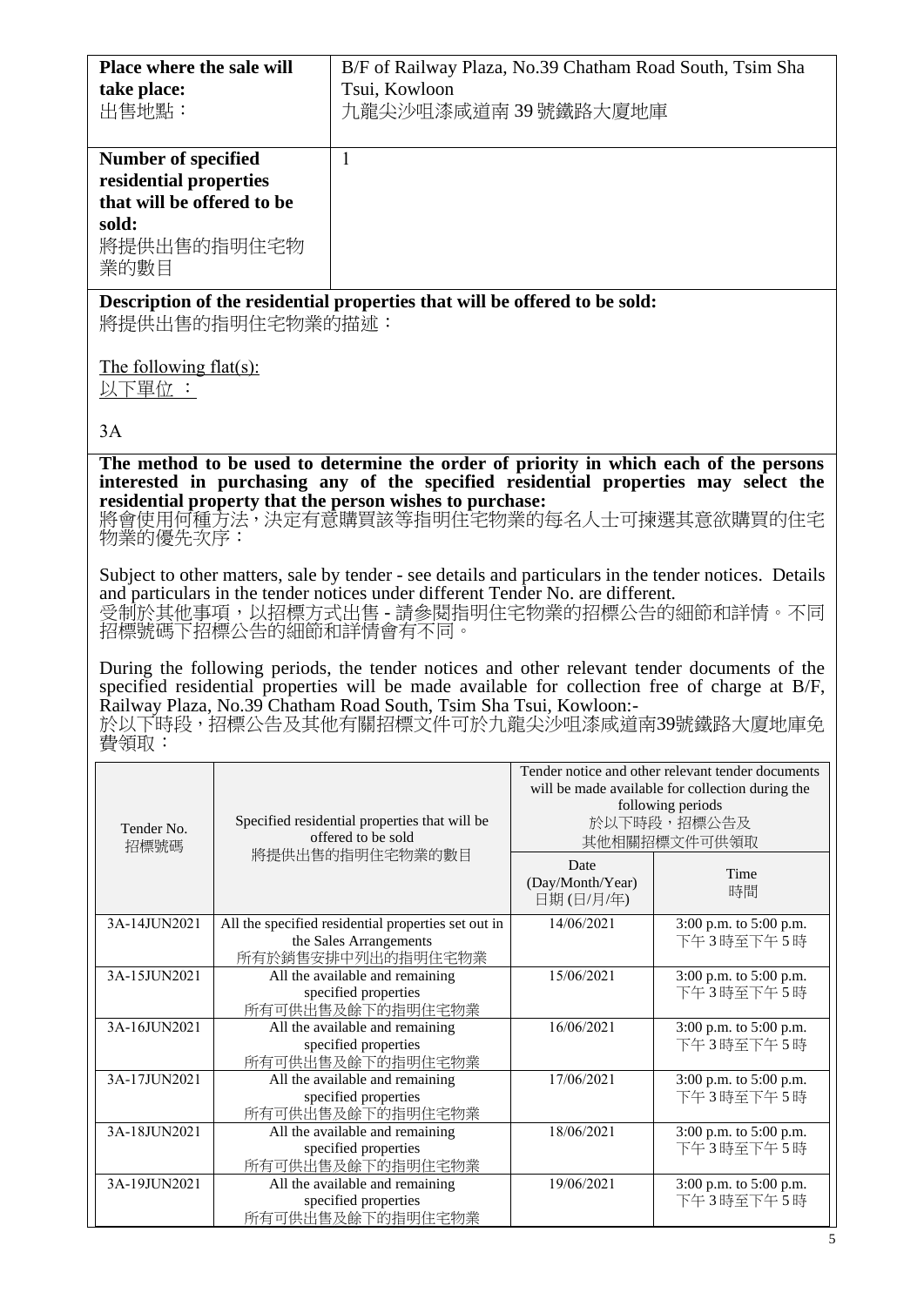| | |
|---|---|
| **Place where the sale will take place:**<br>出售地點： | B/F of Railway Plaza, No.39 Chatham Road South, Tsim Sha Tsui, Kowloon<br>九龍尖沙咀漆咸道南 39 號鐵路大廈地庫 |
| **Number of specified residential properties that will be offered to be sold:**<br>將提供出售的指明住宅物業的數目 | 1 |

**Description of the residential properties that will be offered to be sold:**
將提供出售的指明住宅物業的描述：

The following flat(s):
以下單位 ：

3A

**The method to be used to determine the order of priority in which each of the persons interested in purchasing any of the specified residential properties may select the residential property that the person wishes to purchase:**
將會使用何種方法，決定有意購買該等指明住宅物業的每名人士可揀選其意欲購買的住宅物業的優先次序：

Subject to other matters, sale by tender - see details and particulars in the tender notices. Details and particulars in the tender notices under different Tender No. are different.
受制於其他事項，以招標方式出售 - 請參閱指明住宅物業的招標公告的細節和詳情。不同招標號碼下招標公告的細節和詳情會有不同。

During the following periods, the tender notices and other relevant tender documents of the specified residential properties will be made available for collection free of charge at B/F, Railway Plaza, No.39 Chatham Road South, Tsim Sha Tsui, Kowloon:-
於以下時段，招標公告及其他有關招標文件可於九龍尖沙咀漆咸道南39號鐵路大廈地庫免費領取：

| Tender No.<br>招標號碼 | Specified residential properties that will be offered to be sold<br>將提供出售的指明住宅物業的數目 | Tender notice and other relevant tender documents will be made available for collection during the following periods<br>於以下時段，招標公告及其他相關招標文件可供領取 | |
|---|---|---|---|
| | | Date (Day/Month/Year)<br>日期 (日/月/年) | Time<br>時間 |
| 3A-14JUN2021 | All the specified residential properties set out in the Sales Arrangements<br>所有於銷售安排中列出的指明住宅物業 | 14/06/2021 | 3:00 p.m. to 5:00 p.m.<br>下午 3 時至下午 5 時 |
| 3A-15JUN2021 | All the available and remaining specified properties<br>所有可供出售及餘下的指明住宅物業 | 15/06/2021 | 3:00 p.m. to 5:00 p.m.<br>下午 3 時至下午 5 時 |
| 3A-16JUN2021 | All the available and remaining specified properties<br>所有可供出售及餘下的指明住宅物業 | 16/06/2021 | 3:00 p.m. to 5:00 p.m.<br>下午 3 時至下午 5 時 |
| 3A-17JUN2021 | All the available and remaining specified properties<br>所有可供出售及餘下的指明住宅物業 | 17/06/2021 | 3:00 p.m. to 5:00 p.m.<br>下午 3 時至下午 5 時 |
| 3A-18JUN2021 | All the available and remaining specified properties<br>所有可供出售及餘下的指明住宅物業 | 18/06/2021 | 3:00 p.m. to 5:00 p.m.<br>下午 3 時至下午 5 時 |
| 3A-19JUN2021 | All the available and remaining specified properties<br>所有可供出售及餘下的指明住宅物業 | 19/06/2021 | 3:00 p.m. to 5:00 p.m.<br>下午 3 時至下午 5 時 |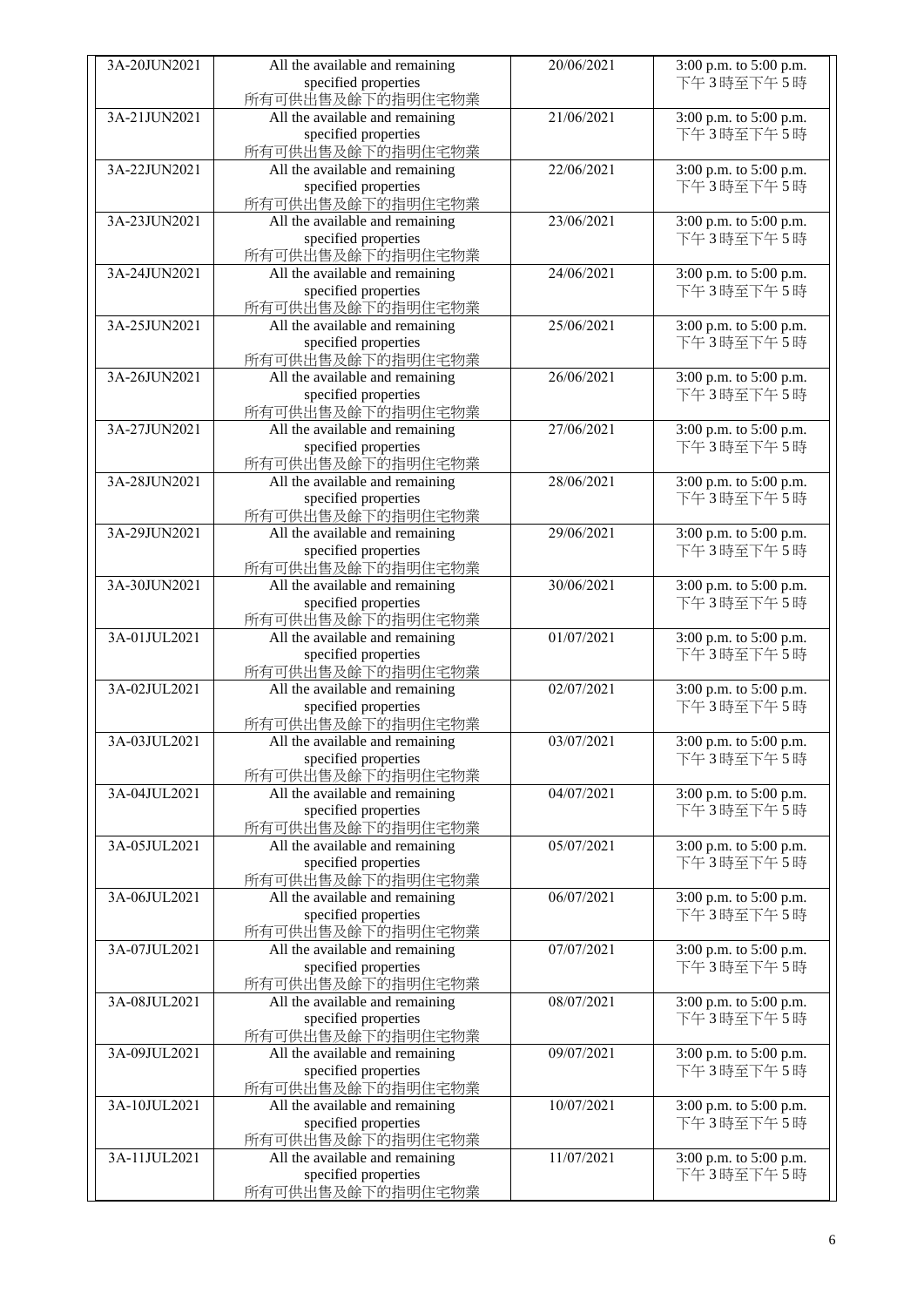| 3A-20JUN2021 | All the available and remaining specified properties 所有可供出售及餘下的指明住宅物業 | 20/06/2021 | 3:00 p.m. to 5:00 p.m. 下午3時至下午5時 |
|---|---|---|---|
| 3A-21JUN2021 | All the available and remaining specified properties 所有可供出售及餘下的指明住宅物業 | 21/06/2021 | 3:00 p.m. to 5:00 p.m. 下午3時至下午5時 |
| 3A-22JUN2021 | All the available and remaining specified properties 所有可供出售及餘下的指明住宅物業 | 22/06/2021 | 3:00 p.m. to 5:00 p.m. 下午3時至下午5時 |
| 3A-23JUN2021 | All the available and remaining specified properties 所有可供出售及餘下的指明住宅物業 | 23/06/2021 | 3:00 p.m. to 5:00 p.m. 下午3時至下午5時 |
| 3A-24JUN2021 | All the available and remaining specified properties 所有可供出售及餘下的指明住宅物業 | 24/06/2021 | 3:00 p.m. to 5:00 p.m. 下午3時至下午5時 |
| 3A-25JUN2021 | All the available and remaining specified properties 所有可供出售及餘下的指明住宅物業 | 25/06/2021 | 3:00 p.m. to 5:00 p.m. 下午3時至下午5時 |
| 3A-26JUN2021 | All the available and remaining specified properties 所有可供出售及餘下的指明住宅物業 | 26/06/2021 | 3:00 p.m. to 5:00 p.m. 下午3時至下午5時 |
| 3A-27JUN2021 | All the available and remaining specified properties 所有可供出售及餘下的指明住宅物業 | 27/06/2021 | 3:00 p.m. to 5:00 p.m. 下午3時至下午5時 |
| 3A-28JUN2021 | All the available and remaining specified properties 所有可供出售及餘下的指明住宅物業 | 28/06/2021 | 3:00 p.m. to 5:00 p.m. 下午3時至下午5時 |
| 3A-29JUN2021 | All the available and remaining specified properties 所有可供出售及餘下的指明住宅物業 | 29/06/2021 | 3:00 p.m. to 5:00 p.m. 下午3時至下午5時 |
| 3A-30JUN2021 | All the available and remaining specified properties 所有可供出售及餘下的指明住宅物業 | 30/06/2021 | 3:00 p.m. to 5:00 p.m. 下午3時至下午5時 |
| 3A-01JUL2021 | All the available and remaining specified properties 所有可供出售及餘下的指明住宅物業 | 01/07/2021 | 3:00 p.m. to 5:00 p.m. 下午3時至下午5時 |
| 3A-02JUL2021 | All the available and remaining specified properties 所有可供出售及餘下的指明住宅物業 | 02/07/2021 | 3:00 p.m. to 5:00 p.m. 下午3時至下午5時 |
| 3A-03JUL2021 | All the available and remaining specified properties 所有可供出售及餘下的指明住宅物業 | 03/07/2021 | 3:00 p.m. to 5:00 p.m. 下午3時至下午5時 |
| 3A-04JUL2021 | All the available and remaining specified properties 所有可供出售及餘下的指明住宅物業 | 04/07/2021 | 3:00 p.m. to 5:00 p.m. 下午3時至下午5時 |
| 3A-05JUL2021 | All the available and remaining specified properties 所有可供出售及餘下的指明住宅物業 | 05/07/2021 | 3:00 p.m. to 5:00 p.m. 下午3時至下午5時 |
| 3A-06JUL2021 | All the available and remaining specified properties 所有可供出售及餘下的指明住宅物業 | 06/07/2021 | 3:00 p.m. to 5:00 p.m. 下午3時至下午5時 |
| 3A-07JUL2021 | All the available and remaining specified properties 所有可供出售及餘下的指明住宅物業 | 07/07/2021 | 3:00 p.m. to 5:00 p.m. 下午3時至下午5時 |
| 3A-08JUL2021 | All the available and remaining specified properties 所有可供出售及餘下的指明住宅物業 | 08/07/2021 | 3:00 p.m. to 5:00 p.m. 下午3時至下午5時 |
| 3A-09JUL2021 | All the available and remaining specified properties 所有可供出售及餘下的指明住宅物業 | 09/07/2021 | 3:00 p.m. to 5:00 p.m. 下午3時至下午5時 |
| 3A-10JUL2021 | All the available and remaining specified properties 所有可供出售及餘下的指明住宅物業 | 10/07/2021 | 3:00 p.m. to 5:00 p.m. 下午3時至下午5時 |
| 3A-11JUL2021 | All the available and remaining specified properties 所有可供出售及餘下的指明住宅物業 | 11/07/2021 | 3:00 p.m. to 5:00 p.m. 下午3時至下午5時 |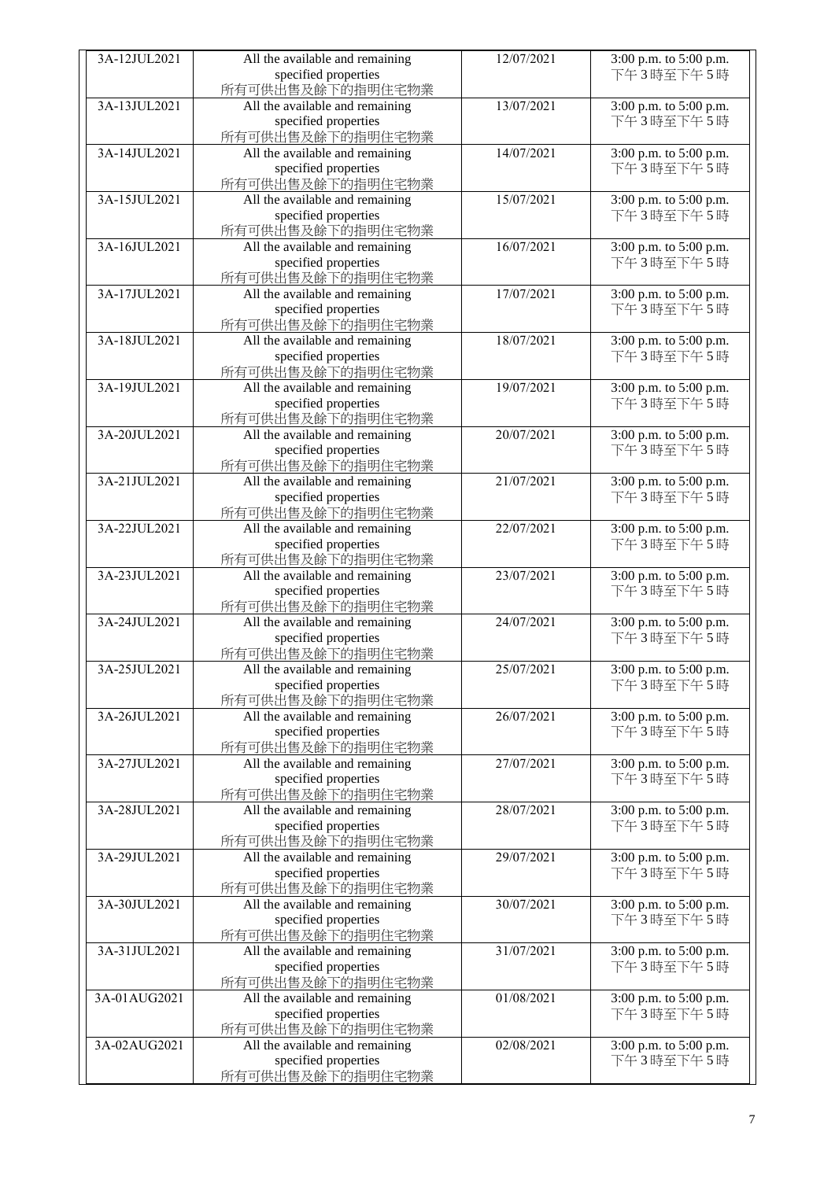| 3A-12JUL2021 | All the available and remaining specified properties 所有可供出售及餘下的指明住宅物業 | 12/07/2021 | 3:00 p.m. to 5:00 p.m. 下午 3 時至下午 5 時 |
|---|---|---|---|
| 3A-13JUL2021 | All the available and remaining specified properties 所有可供出售及餘下的指明住宅物業 | 13/07/2021 | 3:00 p.m. to 5:00 p.m. 下午 3 時至下午 5 時 |
| 3A-14JUL2021 | All the available and remaining specified properties 所有可供出售及餘下的指明住宅物業 | 14/07/2021 | 3:00 p.m. to 5:00 p.m. 下午 3 時至下午 5 時 |
| 3A-15JUL2021 | All the available and remaining specified properties 所有可供出售及餘下的指明住宅物業 | 15/07/2021 | 3:00 p.m. to 5:00 p.m. 下午 3 時至下午 5 時 |
| 3A-16JUL2021 | All the available and remaining specified properties 所有可供出售及餘下的指明住宅物業 | 16/07/2021 | 3:00 p.m. to 5:00 p.m. 下午 3 時至下午 5 時 |
| 3A-17JUL2021 | All the available and remaining specified properties 所有可供出售及餘下的指明住宅物業 | 17/07/2021 | 3:00 p.m. to 5:00 p.m. 下午 3 時至下午 5 時 |
| 3A-18JUL2021 | All the available and remaining specified properties 所有可供出售及餘下的指明住宅物業 | 18/07/2021 | 3:00 p.m. to 5:00 p.m. 下午 3 時至下午 5 時 |
| 3A-19JUL2021 | All the available and remaining specified properties 所有可供出售及餘下的指明住宅物業 | 19/07/2021 | 3:00 p.m. to 5:00 p.m. 下午 3 時至下午 5 時 |
| 3A-20JUL2021 | All the available and remaining specified properties 所有可供出售及餘下的指明住宅物業 | 20/07/2021 | 3:00 p.m. to 5:00 p.m. 下午 3 時至下午 5 時 |
| 3A-21JUL2021 | All the available and remaining specified properties 所有可供出售及餘下的指明住宅物業 | 21/07/2021 | 3:00 p.m. to 5:00 p.m. 下午 3 時至下午 5 時 |
| 3A-22JUL2021 | All the available and remaining specified properties 所有可供出售及餘下的指明住宅物業 | 22/07/2021 | 3:00 p.m. to 5:00 p.m. 下午 3 時至下午 5 時 |
| 3A-23JUL2021 | All the available and remaining specified properties 所有可供出售及餘下的指明住宅物業 | 23/07/2021 | 3:00 p.m. to 5:00 p.m. 下午 3 時至下午 5 時 |
| 3A-24JUL2021 | All the available and remaining specified properties 所有可供出售及餘下的指明住宅物業 | 24/07/2021 | 3:00 p.m. to 5:00 p.m. 下午 3 時至下午 5 時 |
| 3A-25JUL2021 | All the available and remaining specified properties 所有可供出售及餘下的指明住宅物業 | 25/07/2021 | 3:00 p.m. to 5:00 p.m. 下午 3 時至下午 5 時 |
| 3A-26JUL2021 | All the available and remaining specified properties 所有可供出售及餘下的指明住宅物業 | 26/07/2021 | 3:00 p.m. to 5:00 p.m. 下午 3 時至下午 5 時 |
| 3A-27JUL2021 | All the available and remaining specified properties 所有可供出售及餘下的指明住宅物業 | 27/07/2021 | 3:00 p.m. to 5:00 p.m. 下午 3 時至下午 5 時 |
| 3A-28JUL2021 | All the available and remaining specified properties 所有可供出售及餘下的指明住宅物業 | 28/07/2021 | 3:00 p.m. to 5:00 p.m. 下午 3 時至下午 5 時 |
| 3A-29JUL2021 | All the available and remaining specified properties 所有可供出售及餘下的指明住宅物業 | 29/07/2021 | 3:00 p.m. to 5:00 p.m. 下午 3 時至下午 5 時 |
| 3A-30JUL2021 | All the available and remaining specified properties 所有可供出售及餘下的指明住宅物業 | 30/07/2021 | 3:00 p.m. to 5:00 p.m. 下午 3 時至下午 5 時 |
| 3A-31JUL2021 | All the available and remaining specified properties 所有可供出售及餘下的指明住宅物業 | 31/07/2021 | 3:00 p.m. to 5:00 p.m. 下午 3 時至下午 5 時 |
| 3A-01AUG2021 | All the available and remaining specified properties 所有可供出售及餘下的指明住宅物業 | 01/08/2021 | 3:00 p.m. to 5:00 p.m. 下午 3 時至下午 5 時 |
| 3A-02AUG2021 | All the available and remaining specified properties 所有可供出售及餘下的指明住宅物業 | 02/08/2021 | 3:00 p.m. to 5:00 p.m. 下午 3 時至下午 5 時 |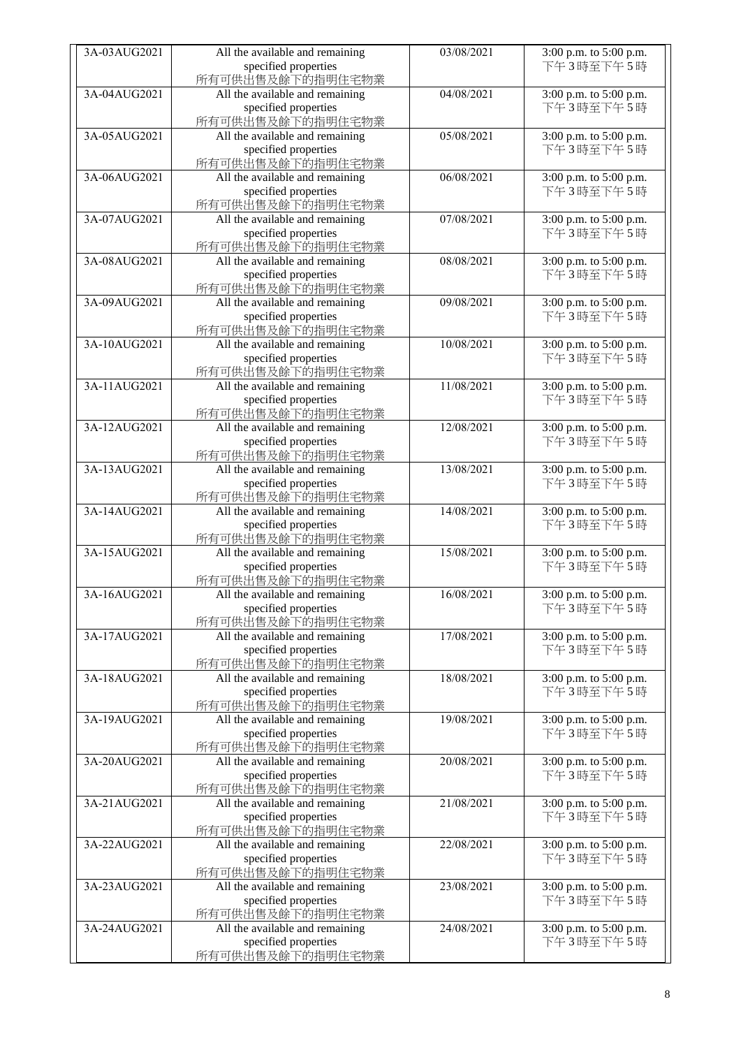| | | | |
|---|---|---|---|
| 3A-03AUG2021 | All the available and remaining specified properties 所有可供出售及餘下的指明住宅物業 | 03/08/2021 | 3:00 p.m. to 5:00 p.m. 下午3時至下午5時 |
| 3A-04AUG2021 | All the available and remaining specified properties 所有可供出售及餘下的指明住宅物業 | 04/08/2021 | 3:00 p.m. to 5:00 p.m. 下午3時至下午5時 |
| 3A-05AUG2021 | All the available and remaining specified properties 所有可供出售及餘下的指明住宅物業 | 05/08/2021 | 3:00 p.m. to 5:00 p.m. 下午3時至下午5時 |
| 3A-06AUG2021 | All the available and remaining specified properties 所有可供出售及餘下的指明住宅物業 | 06/08/2021 | 3:00 p.m. to 5:00 p.m. 下午3時至下午5時 |
| 3A-07AUG2021 | All the available and remaining specified properties 所有可供出售及餘下的指明住宅物業 | 07/08/2021 | 3:00 p.m. to 5:00 p.m. 下午3時至下午5時 |
| 3A-08AUG2021 | All the available and remaining specified properties 所有可供出售及餘下的指明住宅物業 | 08/08/2021 | 3:00 p.m. to 5:00 p.m. 下午3時至下午5時 |
| 3A-09AUG2021 | All the available and remaining specified properties 所有可供出售及餘下的指明住宅物業 | 09/08/2021 | 3:00 p.m. to 5:00 p.m. 下午3時至下午5時 |
| 3A-10AUG2021 | All the available and remaining specified properties 所有可供出售及餘下的指明住宅物業 | 10/08/2021 | 3:00 p.m. to 5:00 p.m. 下午3時至下午5時 |
| 3A-11AUG2021 | All the available and remaining specified properties 所有可供出售及餘下的指明住宅物業 | 11/08/2021 | 3:00 p.m. to 5:00 p.m. 下午3時至下午5時 |
| 3A-12AUG2021 | All the available and remaining specified properties 所有可供出售及餘下的指明住宅物業 | 12/08/2021 | 3:00 p.m. to 5:00 p.m. 下午3時至下午5時 |
| 3A-13AUG2021 | All the available and remaining specified properties 所有可供出售及餘下的指明住宅物業 | 13/08/2021 | 3:00 p.m. to 5:00 p.m. 下午3時至下午5時 |
| 3A-14AUG2021 | All the available and remaining specified properties 所有可供出售及餘下的指明住宅物業 | 14/08/2021 | 3:00 p.m. to 5:00 p.m. 下午3時至下午5時 |
| 3A-15AUG2021 | All the available and remaining specified properties 所有可供出售及餘下的指明住宅物業 | 15/08/2021 | 3:00 p.m. to 5:00 p.m. 下午3時至下午5時 |
| 3A-16AUG2021 | All the available and remaining specified properties 所有可供出售及餘下的指明住宅物業 | 16/08/2021 | 3:00 p.m. to 5:00 p.m. 下午3時至下午5時 |
| 3A-17AUG2021 | All the available and remaining specified properties 所有可供出售及餘下的指明住宅物業 | 17/08/2021 | 3:00 p.m. to 5:00 p.m. 下午3時至下午5時 |
| 3A-18AUG2021 | All the available and remaining specified properties 所有可供出售及餘下的指明住宅物業 | 18/08/2021 | 3:00 p.m. to 5:00 p.m. 下午3時至下午5時 |
| 3A-19AUG2021 | All the available and remaining specified properties 所有可供出售及餘下的指明住宅物業 | 19/08/2021 | 3:00 p.m. to 5:00 p.m. 下午3時至下午5時 |
| 3A-20AUG2021 | All the available and remaining specified properties 所有可供出售及餘下的指明住宅物業 | 20/08/2021 | 3:00 p.m. to 5:00 p.m. 下午3時至下午5時 |
| 3A-21AUG2021 | All the available and remaining specified properties 所有可供出售及餘下的指明住宅物業 | 21/08/2021 | 3:00 p.m. to 5:00 p.m. 下午3時至下午5時 |
| 3A-22AUG2021 | All the available and remaining specified properties 所有可供出售及餘下的指明住宅物業 | 22/08/2021 | 3:00 p.m. to 5:00 p.m. 下午3時至下午5時 |
| 3A-23AUG2021 | All the available and remaining specified properties 所有可供出售及餘下的指明住宅物業 | 23/08/2021 | 3:00 p.m. to 5:00 p.m. 下午3時至下午5時 |
| 3A-24AUG2021 | All the available and remaining specified properties 所有可供出售及餘下的指明住宅物業 | 24/08/2021 | 3:00 p.m. to 5:00 p.m. 下午3時至下午5時 |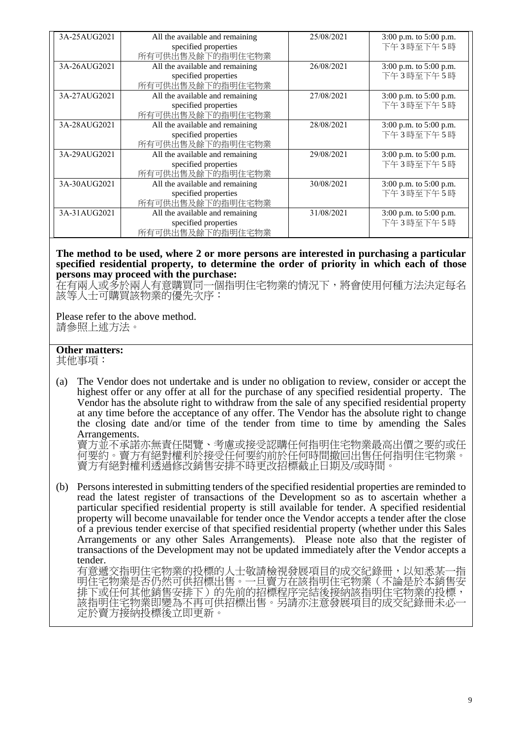| | | | |
|---|---|---|---|
| 3A-25AUG2021 | All the available and remaining specified properties 所有可供出售及餘下的指明住宅物業 | 25/08/2021 | 3:00 p.m. to 5:00 p.m. 下午3時至下午5時 |
| 3A-26AUG2021 | All the available and remaining specified properties 所有可供出售及餘下的指明住宅物業 | 26/08/2021 | 3:00 p.m. to 5:00 p.m. 下午3時至下午5時 |
| 3A-27AUG2021 | All the available and remaining specified properties 所有可供出售及餘下的指明住宅物業 | 27/08/2021 | 3:00 p.m. to 5:00 p.m. 下午3時至下午5時 |
| 3A-28AUG2021 | All the available and remaining specified properties 所有可供出售及餘下的指明住宅物業 | 28/08/2021 | 3:00 p.m. to 5:00 p.m. 下午3時至下午5時 |
| 3A-29AUG2021 | All the available and remaining specified properties 所有可供出售及餘下的指明住宅物業 | 29/08/2021 | 3:00 p.m. to 5:00 p.m. 下午3時至下午5時 |
| 3A-30AUG2021 | All the available and remaining specified properties 所有可供出售及餘下的指明住宅物業 | 30/08/2021 | 3:00 p.m. to 5:00 p.m. 下午3時至下午5時 |
| 3A-31AUG2021 | All the available and remaining specified properties 所有可供出售及餘下的指明住宅物業 | 31/08/2021 | 3:00 p.m. to 5:00 p.m. 下午3時至下午5時 |

**The method to be used, where 2 or more persons are interested in purchasing a particular specified residential property, to determine the order of priority in which each of those persons may proceed with the purchase:**
在有兩人或多於兩人有意購買同一個指明住宅物業的情況下，將會使用何種方法決定每名該等人士可購買該物業的優先次序：

Please refer to the above method.
請參照上述方法。

**Other matters:**
其他事項：

(a) The Vendor does not undertake and is under no obligation to review, consider or accept the highest offer or any offer at all for the purchase of any specified residential property. The Vendor has the absolute right to withdraw from the sale of any specified residential property at any time before the acceptance of any offer. The Vendor has the absolute right to change the closing date and/or time of the tender from time to time by amending the Sales Arrangements.
賣方並不承諾亦無責任閱覽、考慮或接受認購任何指明住宅物業最高出價之要約或任何要約。賣方有絕對權利於接受任何要約前於任何時間撤回出售任何指明住宅物業。賣方有絕對權利透過修改銷售安排不時更改招標截止日期及/或時間。

(b) Persons interested in submitting tenders of the specified residential properties are reminded to read the latest register of transactions of the Development so as to ascertain whether a particular specified residential property is still available for tender. A specified residential property will become unavailable for tender once the Vendor accepts a tender after the close of a previous tender exercise of that specified residential property (whether under this Sales Arrangements or any other Sales Arrangements). Please note also that the register of transactions of the Development may not be updated immediately after the Vendor accepts a tender.
有意遞交指明住宅物業的投標的人士敬請檢視發展項目的成交紀錄冊，以知悉某一指明住宅物業是否仍然可供招標出售。一旦賣方在該指明住宅物業（不論是於本銷售安排下或任何其他銷售安排下）的先前的招標程序完結後接納該指明住宅物業的投標，該指明住宅物業即變為不再可供招標出售。另請亦注意發展項目的成交紀錄冊未必一定於賣方接納投標後立即更新。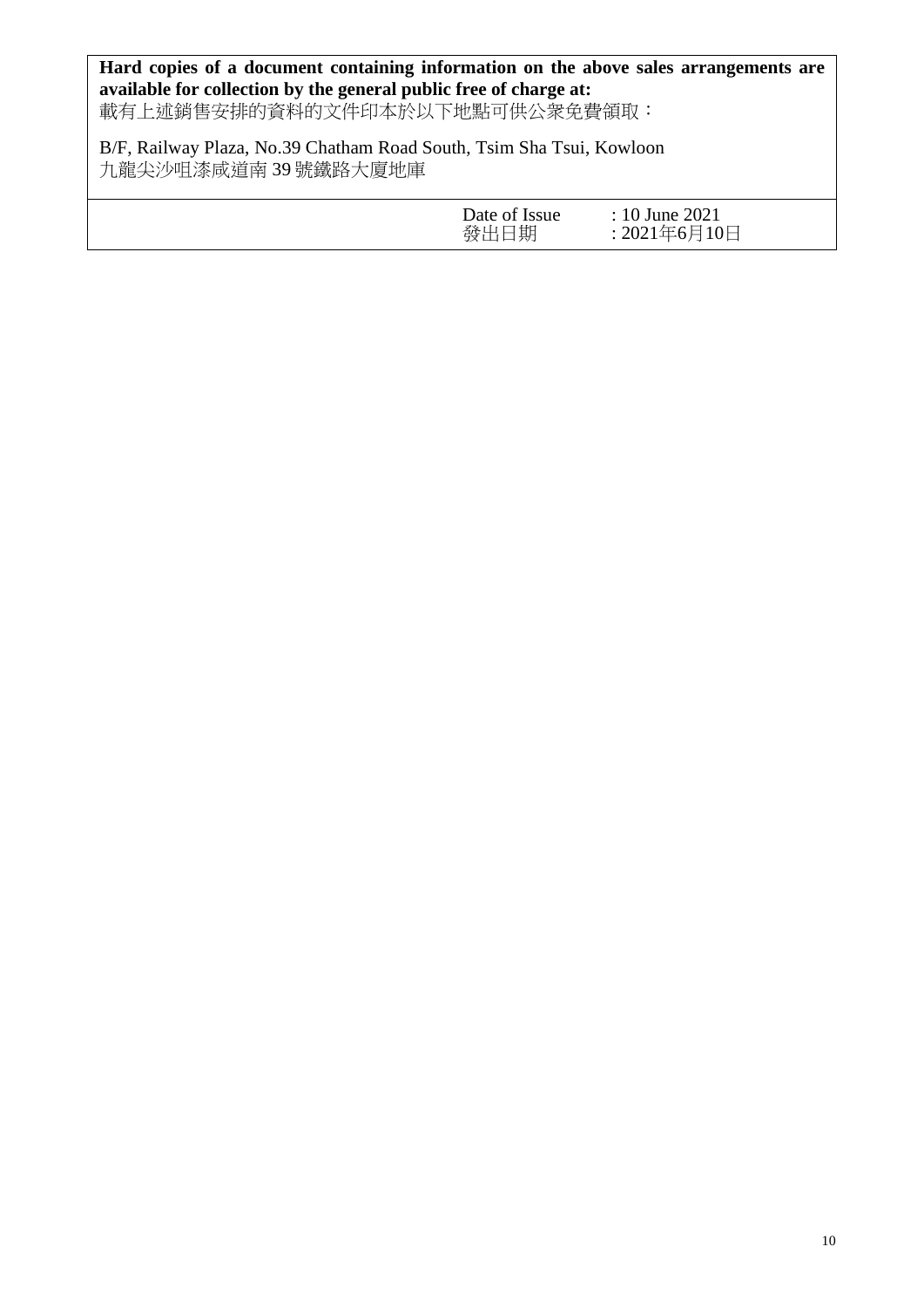**Hard copies of a document containing information on the above sales arrangements are available for collection by the general public free of charge at:**
載有上述銷售安排的資料的文件印本於以下地點可供公眾免費領取：

B/F, Railway Plaza, No.39 Chatham Road South, Tsim Sha Tsui, Kowloon
九龍尖沙咀漆咸道南 39 號鐵路大廈地庫

| | |
|---|---|
| Date of Issue<br>發出日期 | : 10 June 2021<br>: 2021年6月10日 |